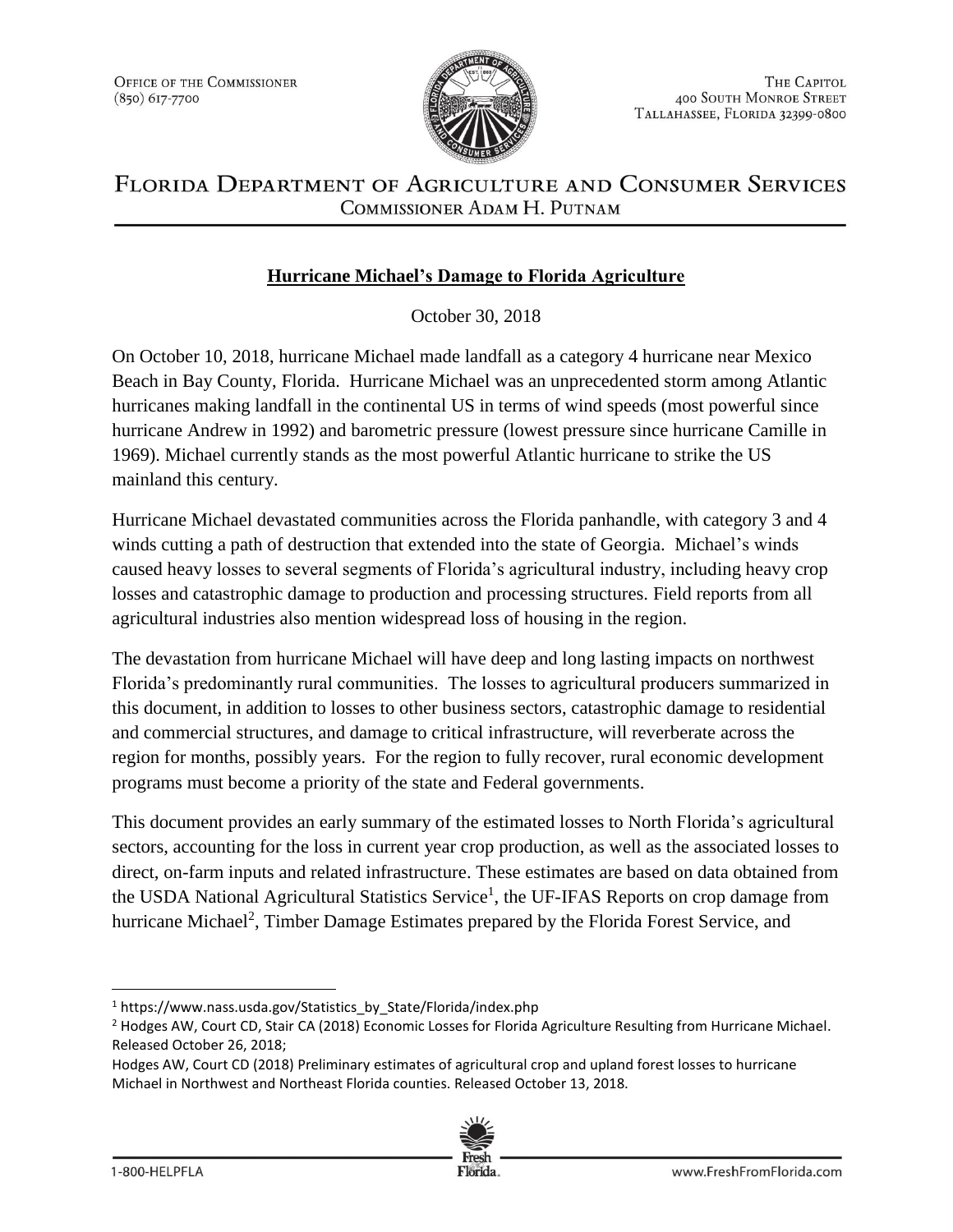Office of the Commissioner
(850) 617-7700

The Capitol
400 South Monroe Street
Tallahassee, Florida 32399-0800

# Florida Department of Agriculture and Consumer Services
Commissioner Adam H. Putnam

## Hurricane Michael's Damage to Florida Agriculture

October 30, 2018

On October 10, 2018, hurricane Michael made landfall as a category 4 hurricane near Mexico Beach in Bay County, Florida. Hurricane Michael was an unprecedented storm among Atlantic hurricanes making landfall in the continental US in terms of wind speeds (most powerful since hurricane Andrew in 1992) and barometric pressure (lowest pressure since hurricane Camille in 1969). Michael currently stands as the most powerful Atlantic hurricane to strike the US mainland this century.

Hurricane Michael devastated communities across the Florida panhandle, with category 3 and 4 winds cutting a path of destruction that extended into the state of Georgia. Michael's winds caused heavy losses to several segments of Florida's agricultural industry, including heavy crop losses and catastrophic damage to production and processing structures. Field reports from all agricultural industries also mention widespread loss of housing in the region.

The devastation from hurricane Michael will have deep and long lasting impacts on northwest Florida's predominantly rural communities. The losses to agricultural producers summarized in this document, in addition to losses to other business sectors, catastrophic damage to residential and commercial structures, and damage to critical infrastructure, will reverberate across the region for months, possibly years. For the region to fully recover, rural economic development programs must become a priority of the state and Federal governments.

This document provides an early summary of the estimated losses to North Florida's agricultural sectors, accounting for the loss in current year crop production, as well as the associated losses to direct, on-farm inputs and related infrastructure. These estimates are based on data obtained from the USDA National Agricultural Statistics Service[1], the UF-IFAS Reports on crop damage from hurricane Michael[2], Timber Damage Estimates prepared by the Florida Forest Service, and

---

[1] https://www.nass.usda.gov/Statistics_by_State/Florida/index.php

[2] Hodges AW, Court CD, Stair CA (2018) Economic Losses for Florida Agriculture Resulting from Hurricane Michael. Released October 26, 2018;
Hodges AW, Court CD (2018) Preliminary estimates of agricultural crop and upland forest losses to hurricane Michael in Northwest and Northeast Florida counties. Released October 13, 2018.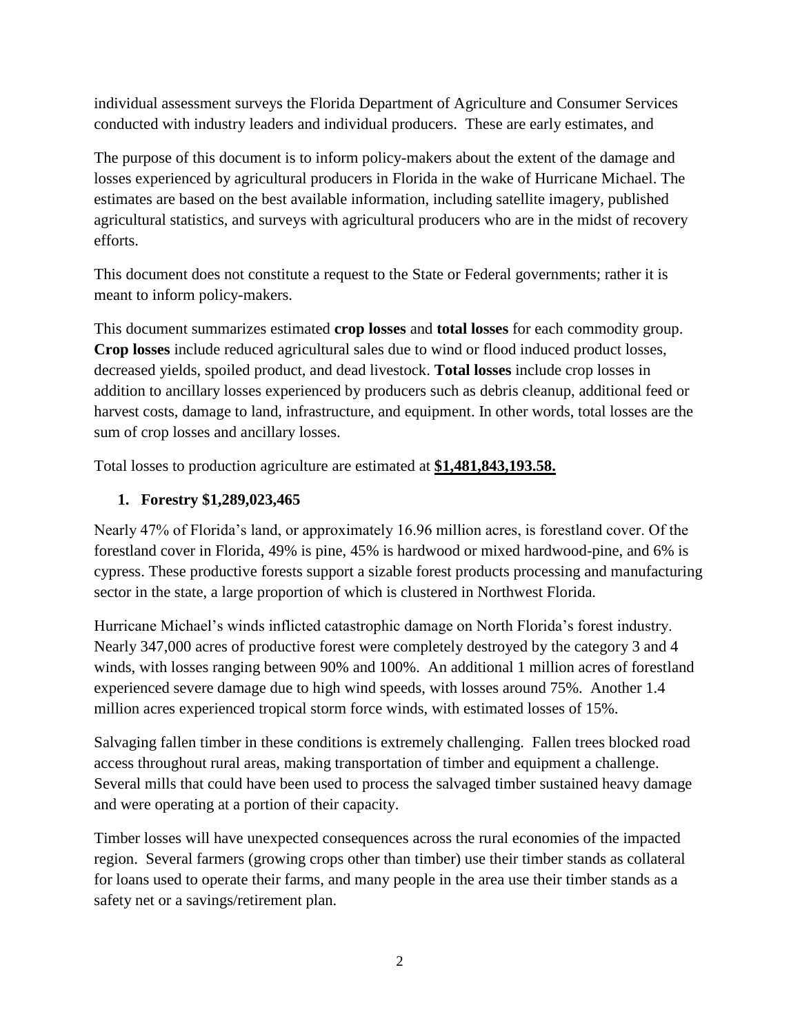individual assessment surveys the Florida Department of Agriculture and Consumer Services conducted with industry leaders and individual producers. These are early estimates, and

The purpose of this document is to inform policy-makers about the extent of the damage and losses experienced by agricultural producers in Florida in the wake of Hurricane Michael. The estimates are based on the best available information, including satellite imagery, published agricultural statistics, and surveys with agricultural producers who are in the midst of recovery efforts.

This document does not constitute a request to the State or Federal governments; rather it is meant to inform policy-makers.

This document summarizes estimated **crop losses** and **total losses** for each commodity group. **Crop losses** include reduced agricultural sales due to wind or flood induced product losses, decreased yields, spoiled product, and dead livestock. **Total losses** include crop losses in addition to ancillary losses experienced by producers such as debris cleanup, additional feed or harvest costs, damage to land, infrastructure, and equipment. In other words, total losses are the sum of crop losses and ancillary losses.

Total losses to production agriculture are estimated at **$1,481,843,193.58.**

## 1. Forestry $1,289,023,465

Nearly 47% of Florida's land, or approximately 16.96 million acres, is forestland cover. Of the forestland cover in Florida, 49% is pine, 45% is hardwood or mixed hardwood-pine, and 6% is cypress. These productive forests support a sizable forest products processing and manufacturing sector in the state, a large proportion of which is clustered in Northwest Florida.

Hurricane Michael's winds inflicted catastrophic damage on North Florida's forest industry. Nearly 347,000 acres of productive forest were completely destroyed by the category 3 and 4 winds, with losses ranging between 90% and 100%. An additional 1 million acres of forestland experienced severe damage due to high wind speeds, with losses around 75%. Another 1.4 million acres experienced tropical storm force winds, with estimated losses of 15%.

Salvaging fallen timber in these conditions is extremely challenging. Fallen trees blocked road access throughout rural areas, making transportation of timber and equipment a challenge. Several mills that could have been used to process the salvaged timber sustained heavy damage and were operating at a portion of their capacity.

Timber losses will have unexpected consequences across the rural economies of the impacted region. Several farmers (growing crops other than timber) use their timber stands as collateral for loans used to operate their farms, and many people in the area use their timber stands as a safety net or a savings/retirement plan.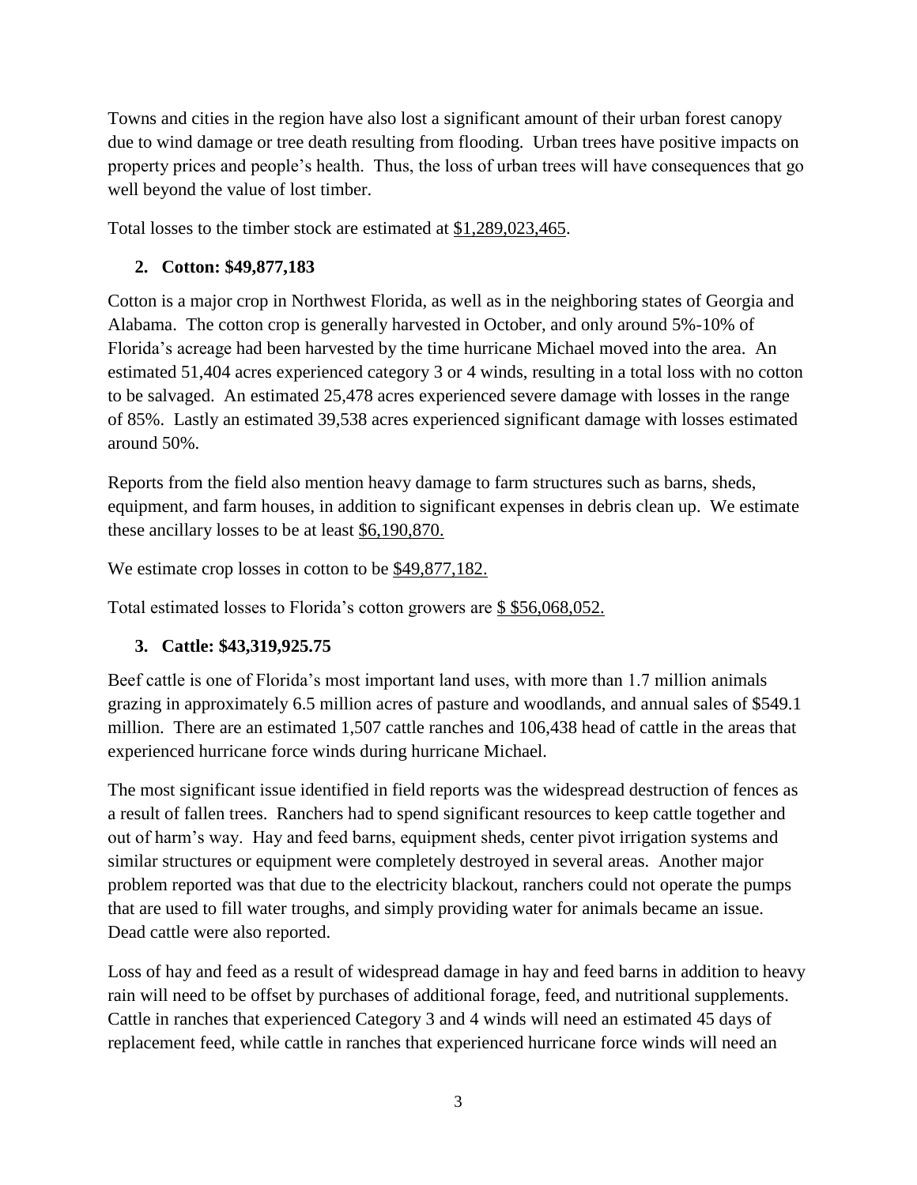Towns and cities in the region have also lost a significant amount of their urban forest canopy due to wind damage or tree death resulting from flooding. Urban trees have positive impacts on property prices and people's health. Thus, the loss of urban trees will have consequences that go well beyond the value of lost timber.

Total losses to the timber stock are estimated at $1,289,023,465.

## 2. Cotton: $49,877,183

Cotton is a major crop in Northwest Florida, as well as in the neighboring states of Georgia and Alabama. The cotton crop is generally harvested in October, and only around 5%-10% of Florida's acreage had been harvested by the time hurricane Michael moved into the area. An estimated 51,404 acres experienced category 3 or 4 winds, resulting in a total loss with no cotton to be salvaged. An estimated 25,478 acres experienced severe damage with losses in the range of 85%. Lastly an estimated 39,538 acres experienced significant damage with losses estimated around 50%.

Reports from the field also mention heavy damage to farm structures such as barns, sheds, equipment, and farm houses, in addition to significant expenses in debris clean up. We estimate these ancillary losses to be at least $6,190,870.

We estimate crop losses in cotton to be $49,877,182.

Total estimated losses to Florida's cotton growers are $ $56,068,052.

## 3. Cattle: $43,319,925.75

Beef cattle is one of Florida's most important land uses, with more than 1.7 million animals grazing in approximately 6.5 million acres of pasture and woodlands, and annual sales of $549.1 million. There are an estimated 1,507 cattle ranches and 106,438 head of cattle in the areas that experienced hurricane force winds during hurricane Michael.

The most significant issue identified in field reports was the widespread destruction of fences as a result of fallen trees. Ranchers had to spend significant resources to keep cattle together and out of harm's way. Hay and feed barns, equipment sheds, center pivot irrigation systems and similar structures or equipment were completely destroyed in several areas. Another major problem reported was that due to the electricity blackout, ranchers could not operate the pumps that are used to fill water troughs, and simply providing water for animals became an issue. Dead cattle were also reported.

Loss of hay and feed as a result of widespread damage in hay and feed barns in addition to heavy rain will need to be offset by purchases of additional forage, feed, and nutritional supplements. Cattle in ranches that experienced Category 3 and 4 winds will need an estimated 45 days of replacement feed, while cattle in ranches that experienced hurricane force winds will need an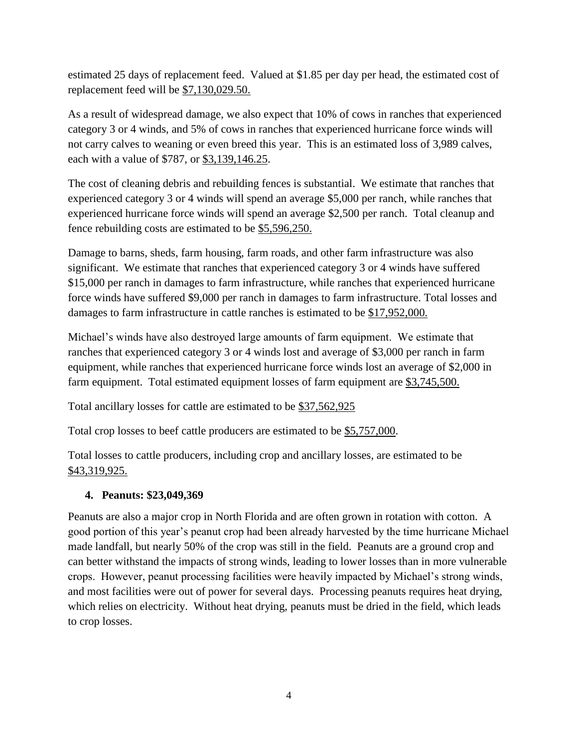estimated 25 days of replacement feed. Valued at $1.85 per day per head, the estimated cost of replacement feed will be $7,130,029.50.

As a result of widespread damage, we also expect that 10% of cows in ranches that experienced category 3 or 4 winds, and 5% of cows in ranches that experienced hurricane force winds will not carry calves to weaning or even breed this year. This is an estimated loss of 3,989 calves, each with a value of $787, or $3,139,146.25.

The cost of cleaning debris and rebuilding fences is substantial. We estimate that ranches that experienced category 3 or 4 winds will spend an average $5,000 per ranch, while ranches that experienced hurricane force winds will spend an average $2,500 per ranch. Total cleanup and fence rebuilding costs are estimated to be $5,596,250.

Damage to barns, sheds, farm housing, farm roads, and other farm infrastructure was also significant. We estimate that ranches that experienced category 3 or 4 winds have suffered $15,000 per ranch in damages to farm infrastructure, while ranches that experienced hurricane force winds have suffered $9,000 per ranch in damages to farm infrastructure. Total losses and damages to farm infrastructure in cattle ranches is estimated to be $17,952,000.

Michael's winds have also destroyed large amounts of farm equipment. We estimate that ranches that experienced category 3 or 4 winds lost and average of $3,000 per ranch in farm equipment, while ranches that experienced hurricane force winds lost an average of $2,000 in farm equipment. Total estimated equipment losses of farm equipment are $3,745,500.

Total ancillary losses for cattle are estimated to be $37,562,925

Total crop losses to beef cattle producers are estimated to be $5,757,000.

Total losses to cattle producers, including crop and ancillary losses, are estimated to be $43,319,925.

### 4. Peanuts: $23,049,369

Peanuts are also a major crop in North Florida and are often grown in rotation with cotton. A good portion of this year's peanut crop had been already harvested by the time hurricane Michael made landfall, but nearly 50% of the crop was still in the field. Peanuts are a ground crop and can better withstand the impacts of strong winds, leading to lower losses than in more vulnerable crops. However, peanut processing facilities were heavily impacted by Michael's strong winds, and most facilities were out of power for several days. Processing peanuts requires heat drying, which relies on electricity. Without heat drying, peanuts must be dried in the field, which leads to crop losses.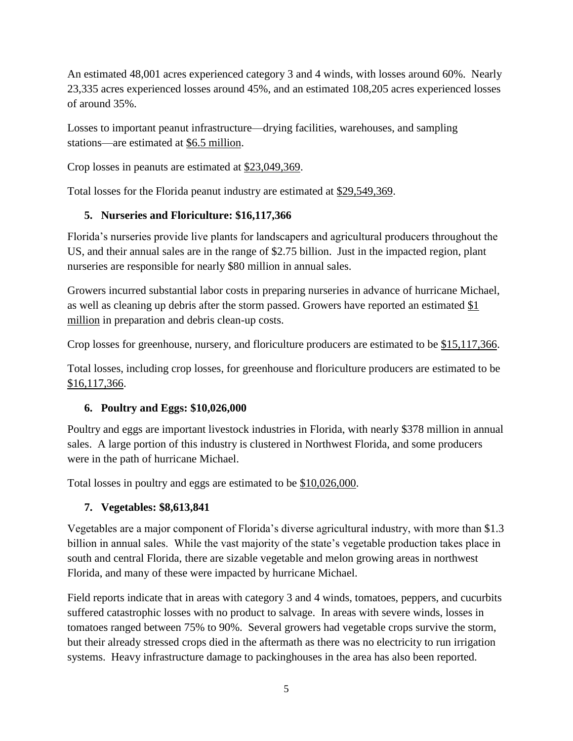An estimated 48,001 acres experienced category 3 and 4 winds, with losses around 60%. Nearly 23,335 acres experienced losses around 45%, and an estimated 108,205 acres experienced losses of around 35%.

Losses to important peanut infrastructure—drying facilities, warehouses, and sampling stations—are estimated at $6.5 million.

Crop losses in peanuts are estimated at $23,049,369.

Total losses for the Florida peanut industry are estimated at $29,549,369.

### 5. Nurseries and Floriculture: $16,117,366

Florida's nurseries provide live plants for landscapers and agricultural producers throughout the US, and their annual sales are in the range of $2.75 billion. Just in the impacted region, plant nurseries are responsible for nearly $80 million in annual sales.

Growers incurred substantial labor costs in preparing nurseries in advance of hurricane Michael, as well as cleaning up debris after the storm passed. Growers have reported an estimated $1 million in preparation and debris clean-up costs.

Crop losses for greenhouse, nursery, and floriculture producers are estimated to be $15,117,366.

Total losses, including crop losses, for greenhouse and floriculture producers are estimated to be $16,117,366.

### 6. Poultry and Eggs: $10,026,000

Poultry and eggs are important livestock industries in Florida, with nearly $378 million in annual sales. A large portion of this industry is clustered in Northwest Florida, and some producers were in the path of hurricane Michael.

Total losses in poultry and eggs are estimated to be $10,026,000.

### 7. Vegetables: $8,613,841

Vegetables are a major component of Florida's diverse agricultural industry, with more than $1.3 billion in annual sales. While the vast majority of the state's vegetable production takes place in south and central Florida, there are sizable vegetable and melon growing areas in northwest Florida, and many of these were impacted by hurricane Michael.

Field reports indicate that in areas with category 3 and 4 winds, tomatoes, peppers, and cucurbits suffered catastrophic losses with no product to salvage. In areas with severe winds, losses in tomatoes ranged between 75% to 90%. Several growers had vegetable crops survive the storm, but their already stressed crops died in the aftermath as there was no electricity to run irrigation systems. Heavy infrastructure damage to packinghouses in the area has also been reported.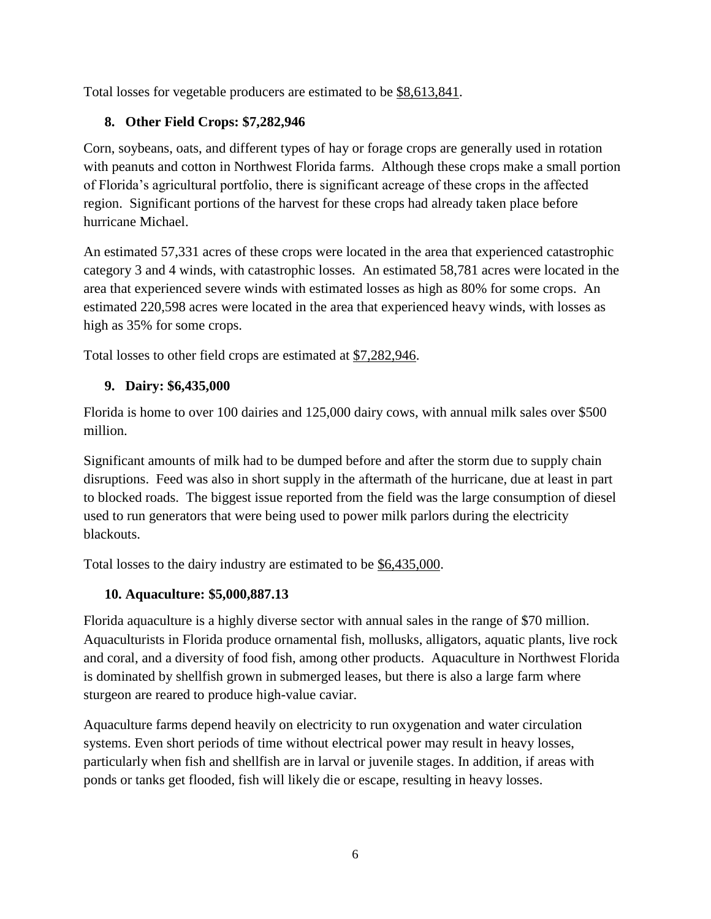Total losses for vegetable producers are estimated to be $8,613,841.

### 8. Other Field Crops: $7,282,946

Corn, soybeans, oats, and different types of hay or forage crops are generally used in rotation with peanuts and cotton in Northwest Florida farms. Although these crops make a small portion of Florida's agricultural portfolio, there is significant acreage of these crops in the affected region. Significant portions of the harvest for these crops had already taken place before hurricane Michael.

An estimated 57,331 acres of these crops were located in the area that experienced catastrophic category 3 and 4 winds, with catastrophic losses. An estimated 58,781 acres were located in the area that experienced severe winds with estimated losses as high as 80% for some crops. An estimated 220,598 acres were located in the area that experienced heavy winds, with losses as high as 35% for some crops.

Total losses to other field crops are estimated at $7,282,946.

### 9. Dairy: $6,435,000

Florida is home to over 100 dairies and 125,000 dairy cows, with annual milk sales over $500 million.

Significant amounts of milk had to be dumped before and after the storm due to supply chain disruptions. Feed was also in short supply in the aftermath of the hurricane, due at least in part to blocked roads. The biggest issue reported from the field was the large consumption of diesel used to run generators that were being used to power milk parlors during the electricity blackouts.

Total losses to the dairy industry are estimated to be $6,435,000.

### 10. Aquaculture: $5,000,887.13

Florida aquaculture is a highly diverse sector with annual sales in the range of $70 million. Aquaculturists in Florida produce ornamental fish, mollusks, alligators, aquatic plants, live rock and coral, and a diversity of food fish, among other products. Aquaculture in Northwest Florida is dominated by shellfish grown in submerged leases, but there is also a large farm where sturgeon are reared to produce high-value caviar.

Aquaculture farms depend heavily on electricity to run oxygenation and water circulation systems. Even short periods of time without electrical power may result in heavy losses, particularly when fish and shellfish are in larval or juvenile stages. In addition, if areas with ponds or tanks get flooded, fish will likely die or escape, resulting in heavy losses.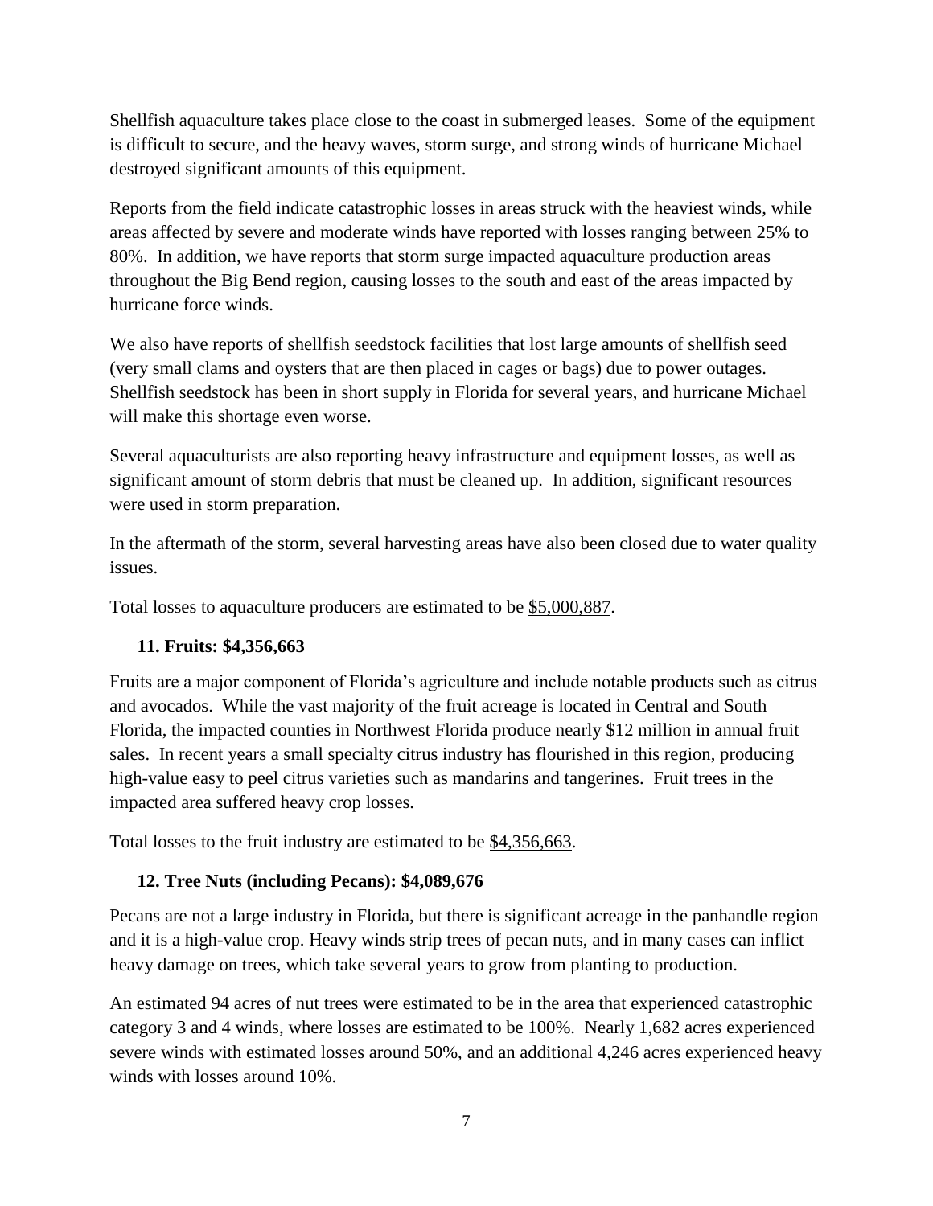Shellfish aquaculture takes place close to the coast in submerged leases. Some of the equipment is difficult to secure, and the heavy waves, storm surge, and strong winds of hurricane Michael destroyed significant amounts of this equipment.

Reports from the field indicate catastrophic losses in areas struck with the heaviest winds, while areas affected by severe and moderate winds have reported with losses ranging between 25% to 80%. In addition, we have reports that storm surge impacted aquaculture production areas throughout the Big Bend region, causing losses to the south and east of the areas impacted by hurricane force winds.

We also have reports of shellfish seedstock facilities that lost large amounts of shellfish seed (very small clams and oysters that are then placed in cages or bags) due to power outages. Shellfish seedstock has been in short supply in Florida for several years, and hurricane Michael will make this shortage even worse.

Several aquaculturists are also reporting heavy infrastructure and equipment losses, as well as significant amount of storm debris that must be cleaned up. In addition, significant resources were used in storm preparation.

In the aftermath of the storm, several harvesting areas have also been closed due to water quality issues.

Total losses to aquaculture producers are estimated to be $5,000,887.

### 11. Fruits: $4,356,663

Fruits are a major component of Florida's agriculture and include notable products such as citrus and avocados. While the vast majority of the fruit acreage is located in Central and South Florida, the impacted counties in Northwest Florida produce nearly $12 million in annual fruit sales. In recent years a small specialty citrus industry has flourished in this region, producing high-value easy to peel citrus varieties such as mandarins and tangerines. Fruit trees in the impacted area suffered heavy crop losses.

Total losses to the fruit industry are estimated to be $4,356,663.

### 12. Tree Nuts (including Pecans): $4,089,676

Pecans are not a large industry in Florida, but there is significant acreage in the panhandle region and it is a high-value crop. Heavy winds strip trees of pecan nuts, and in many cases can inflict heavy damage on trees, which take several years to grow from planting to production.

An estimated 94 acres of nut trees were estimated to be in the area that experienced catastrophic category 3 and 4 winds, where losses are estimated to be 100%. Nearly 1,682 acres experienced severe winds with estimated losses around 50%, and an additional 4,246 acres experienced heavy winds with losses around 10%.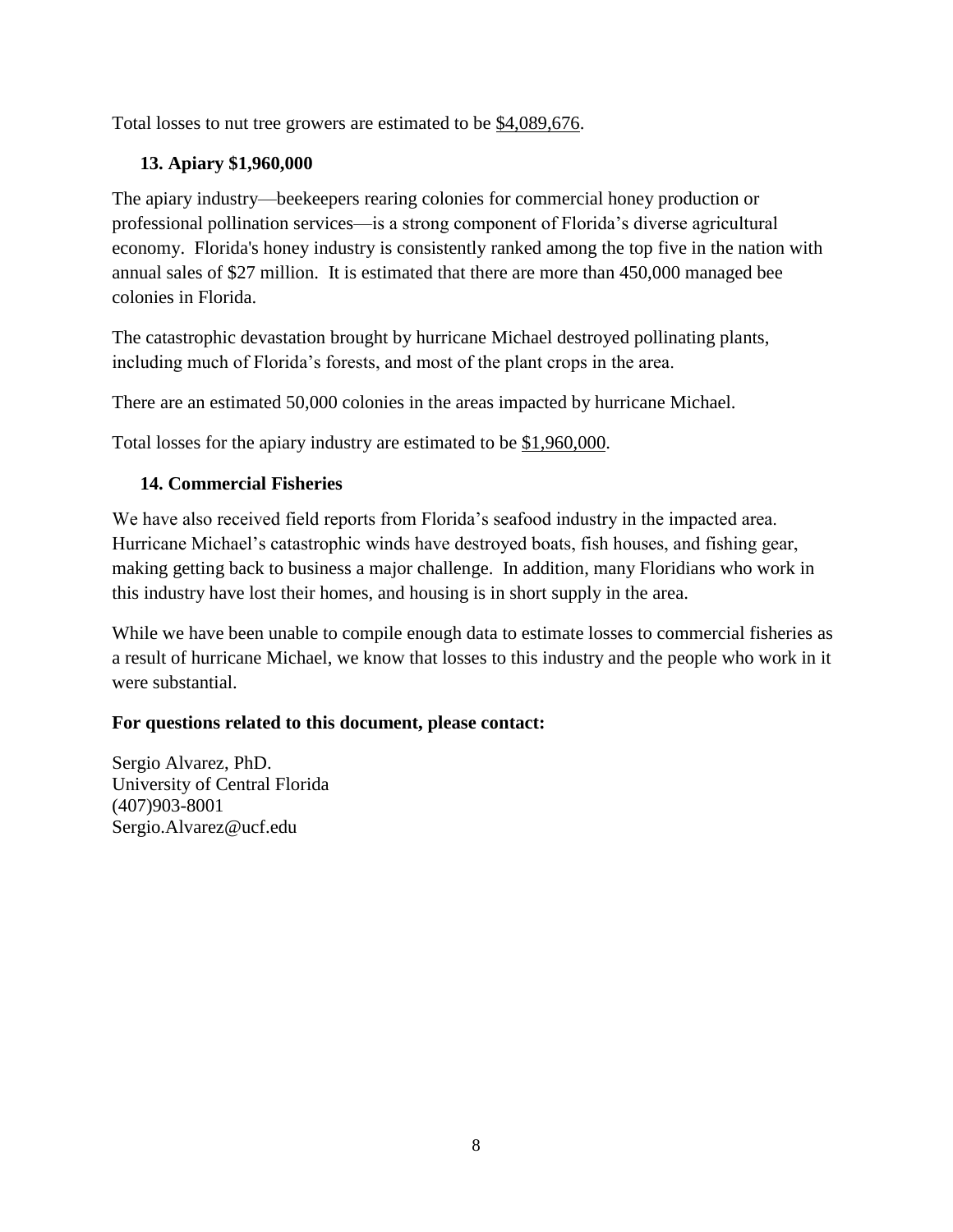Total losses to nut tree growers are estimated to be $4,089,676.

### 13. Apiary $1,960,000

The apiary industry—beekeepers rearing colonies for commercial honey production or professional pollination services—is a strong component of Florida's diverse agricultural economy. Florida's honey industry is consistently ranked among the top five in the nation with annual sales of $27 million. It is estimated that there are more than 450,000 managed bee colonies in Florida.

The catastrophic devastation brought by hurricane Michael destroyed pollinating plants, including much of Florida's forests, and most of the plant crops in the area.

There are an estimated 50,000 colonies in the areas impacted by hurricane Michael.

Total losses for the apiary industry are estimated to be $1,960,000.

### 14. Commercial Fisheries

We have also received field reports from Florida's seafood industry in the impacted area. Hurricane Michael's catastrophic winds have destroyed boats, fish houses, and fishing gear, making getting back to business a major challenge. In addition, many Floridians who work in this industry have lost their homes, and housing is in short supply in the area.

While we have been unable to compile enough data to estimate losses to commercial fisheries as a result of hurricane Michael, we know that losses to this industry and the people who work in it were substantial.

**For questions related to this document, please contact:**

Sergio Alvarez, PhD.
University of Central Florida
(407)903-8001
Sergio.Alvarez@ucf.edu